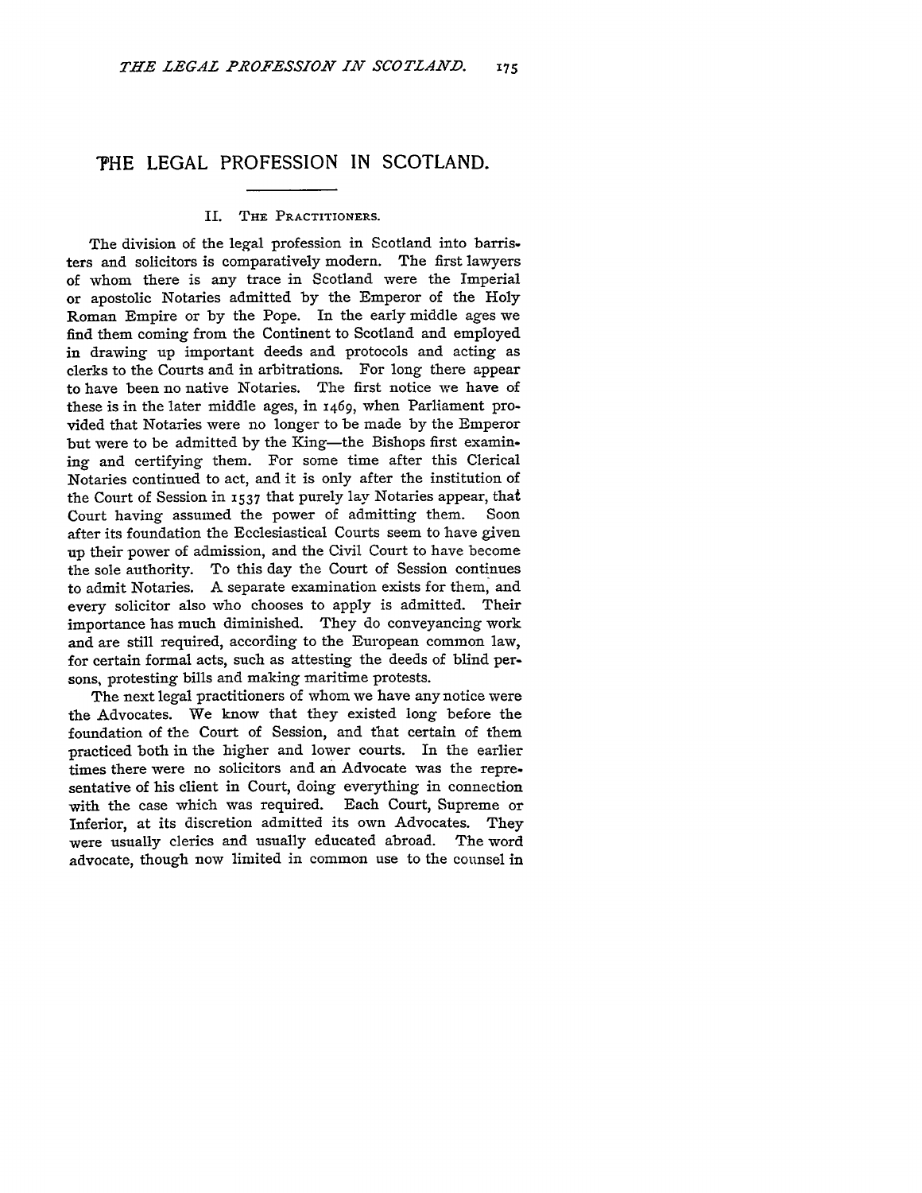# THE LEGAL PROFESSION IN SCOTLAND.

## II. The Practitioners.

The division of the legal profession in Scotland into barristers and solicitors is comparatively modern. The first lawyers of whom there is any trace in Scotland were the Imperial or apostolic Notaries admitted by the Emperor of the Holy Roman Empire or by the Pope. In the early middle ages we find them coming from the Continent to Scotland and employed in drawing up important deeds and protocols and acting as clerks to the Courts and in arbitrations. For long there appear to have been no native Notaries. The first notice we have of these is in the later middle ages, in 1469, when Parliament provided that Notaries were no longer to be made by the Emperor but were to be admitted by the King—the Bishops first examining and certifying them. For some time after this Clerical Notaries continued to act, and it is only after the institution of the Court of Session in 1537 that purely lay Notaries appear, that Court having assumed the power of admitting them. Soon after its foundation the Ecclesiastical Courts seem to have given up their power of admission, and the Civil Court to have become the sole authority. To this day the Court of Session continues to admit Notaries. A separate examination exists for them, and every solicitor also who chooses to apply is admitted. Their importance has much diminished. They do conveyancing work and are still required, according to the European common law, for certain formal acts, such as attesting the deeds of blind persons, protesting bills and making maritime protests.

The next legal practitioners of whom we have any notice were the Advocates. We know that they existed long before the foundation of the Court of Session, and that certain of them practiced both in the higher and lower courts. In the earlier times there were no solicitors and an Advocate was the representative of his client in Court, doing everything in connection with the case which was required. Each Court, Supreme or Inferior, at its discretion admitted its own Advocates. They were usually clerics and usually educated abroad. The word advocate, though now limited in common use to the counsel in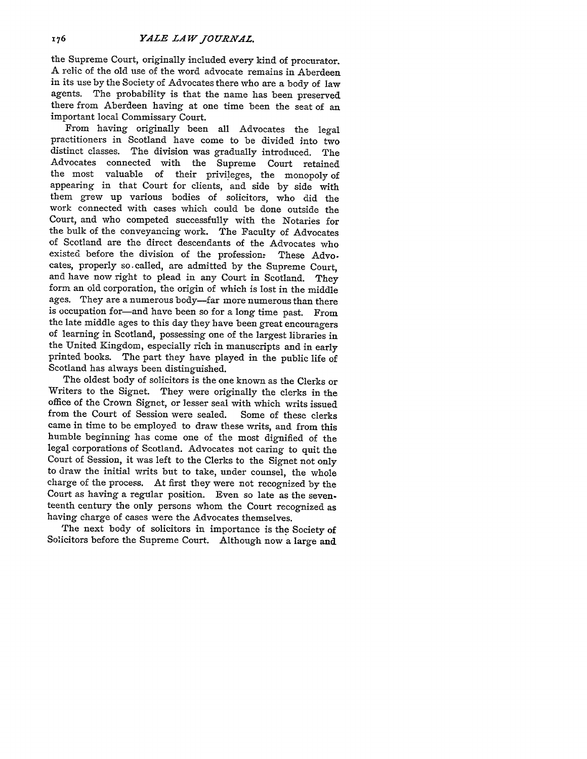the Supreme Court, originally included every kind of procurator. A relic of the old use of the word advocate remains in Aberdeen in its use by the Society of Advocates there who are a body of law agents. The probability is that the name has been preserved there from Aberdeen having at one time been the seat of an important local Commissary Court.

From having originally been all Advocates the legal practitioners in Scotland have come to be divided into two distinct classes. The division was gradually introduced. The Advocates connected with the Supreme Court retained the most valuable of their privileges, the monopoly of appearing in that Court for clients, and side by side with them grew up various bodies of solicitors, who did the work connected with cases which could be done outside the Court, and who competed successfully with the Notaries for the bulk of the conveyancing work. The Faculty of Advocates of Scotland are the direct descendants of the Advocates who existed before the division of the profession. These Advocates, properly so-called, are admitted by the Supreme Court, and have now right to plead in any Court in Scotland. They form an old corporation, the origin of which is lost in the middle ages. They are a numerous body—far more numerous than there is occupation for—and have been so for a long time past. From the late middle ages to this day they have been great encouragers of learning in Scotland, possessing one of the largest libraries in the United Kingdom, especially rich in manuscripts and in early printed books. The part they have played in the public life of Scotland has always been distinguished.

The oldest body of solicitors is the one known as the Clerks or Writers to the Signet. They were originally the clerks in the office of the Crown Signet, or lesser seal with which writs issued from the Court of Session were sealed. Some of these clerks came in time to be employed to draw these writs, and from this humble beginning has come one of the most dignified of the legal corporations of Scotland. Advocates not caring to quit the Court of Session, it was left to the Clerks to the Signet not only to draw the initial writs but to take, under counsel, the whole charge of the process. At first they were not recognized by the Court as having a regular position. Even so late as the seventeenth century the only persons whom the Court recognized as having charge of cases were the Advocates themselves.

The next body of solicitors in importance is the Society of Solicitors before the Supreme Court. Although now a large and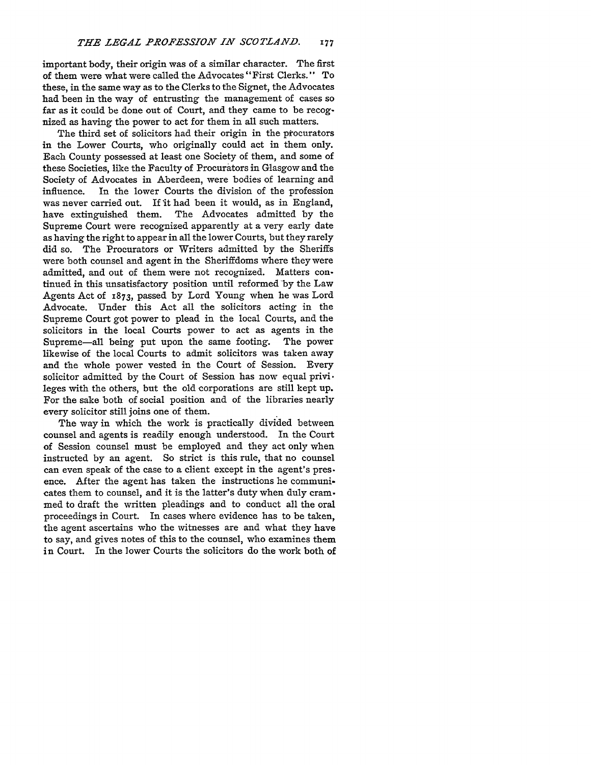important body, their origin was of a similar character. The first of them were what were called the Advocates "First Clerks." To these, in the same way as to the Clerks to the Signet, the Advocates had been in the way of entrusting the management of cases so far as it could be done out of Court, and they came to be recognized as having the power to act for them in all such matters.

The third set of solicitors had their origin in the procurators in the Lower Courts, who originally could act in them only. Each County possessed at least one Society of them, and some of these Societies, like the Faculty of Procurators in Glasgow and the Society of Advocates in Aberdeen, were bodies of learning and influence. In the lower Courts the division of the profession was never carried out. If it had been it would, as in England, have extinguished them. The Advocates admitted by the Supreme Court were recognized apparently at a very early date as having the right to appear in all the lower Courts, but they rarely did so. The Procurators or Writers admitted by the Sheriffs were both counsel and agent in the Sheriffdoms where they were admitted, and out of them were not recognized. Matters continued in this unsatisfactory position until reformed by the Law Agents Act of 1873, passed by Lord Young when he was Lord Advocate. Under this Act all the solicitors acting in the Supreme Court got power to plead in the local Courts, and the solicitors in the local Courts power to act as agents in the Supreme—all being put upon the same footing. The power likewise of the local Courts to admit solicitors was taken away and the whole power vested in the Court of Session. Every solicitor admitted by the Court of Session has now equal privileges with the others, but the old corporations are still kept up. For the sake both of social position and of the libraries nearly every solicitor still joins one of them.

The way in which the work is practically divided between counsel and agents is readily enough understood. In the Court of Session counsel must be employed and they act only when instructed by an agent. So strict is this rule, that no counsel can even speak of the case to a client except in the agent's presence. After the agent has taken the instructions he communicates them to counsel, and it is the latter's duty when duly crammed to draft the written pleadings and to conduct all the oral proceedings in Court. In cases where evidence has to be taken, the agent ascertains who the witnesses are and what they have to say, and gives notes of this to the counsel, who examines them in Court. In the lower Courts the solicitors do the work both of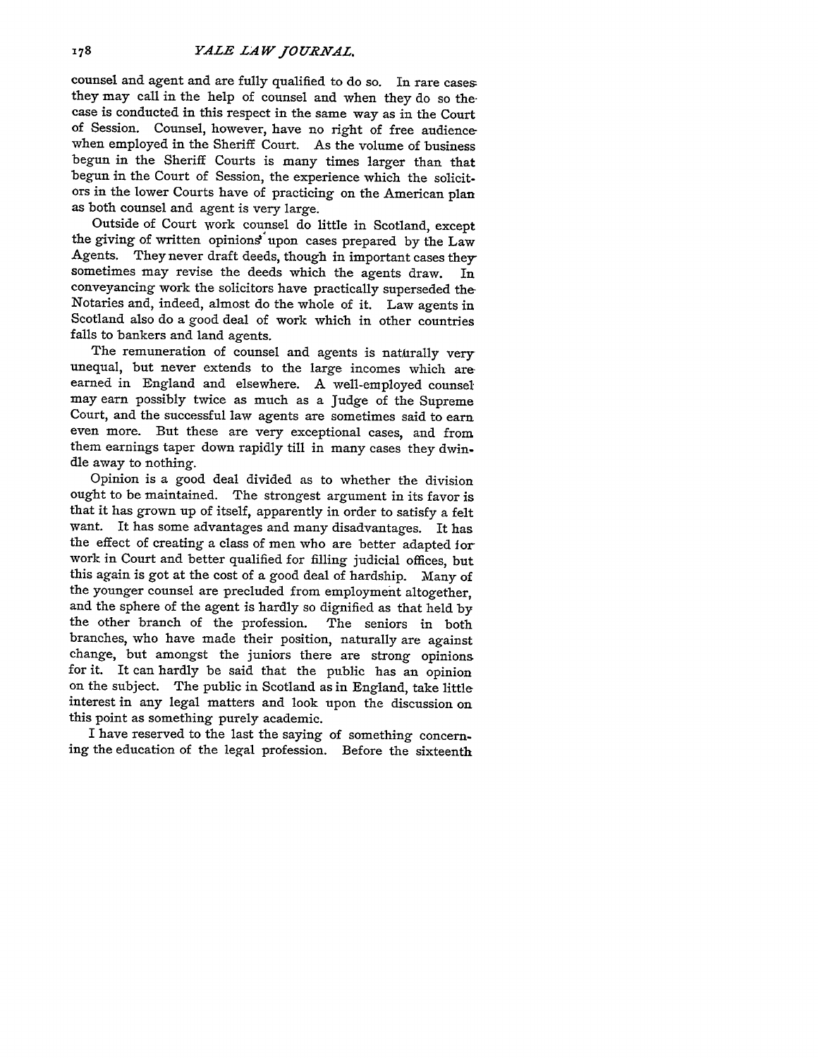counsel and agent and are fully qualified to do so. In rare cases they may call in the help of counsel and when they do so the case is conducted in this respect in the same way as in the Court of Session. Counsel, however, have no right of free audience when employed in the Sheriff Court. As the volume of business begun in the Sheriff Courts is many times larger than that begun in the Court of Session, the experience which the solicitors in the lower Courts have of practicing on the American plan as both counsel and agent is very large.

Outside of Court work counsel do little in Scotland, except the giving of written opinions upon cases prepared by the Law Agents. They never draft deeds, though in important cases they sometimes may revise the deeds which the agents draw. In conveyancing work the solicitors have practically superseded the Notaries and, indeed, almost do the whole of it. Law agents in Scotland also do a good deal of work which in other countries falls to bankers and land agents.

The remuneration of counsel and agents is naturally very unequal, but never extends to the large incomes which are earned in England and elsewhere. A well-employed counsel may earn possibly twice as much as a Judge of the Supreme Court, and the successful law agents are sometimes said to earn even more. But these are very exceptional cases, and from them earnings taper down rapidly till in many cases they dwindle away to nothing.

Opinion is a good deal divided as to whether the division ought to be maintained. The strongest argument in its favor is that it has grown up of itself, apparently in order to satisfy a felt want. It has some advantages and many disadvantages. It has the effect of creating a class of men who are better adapted for work in Court and better qualified for filling judicial offices, but this again is got at the cost of a good deal of hardship. Many of the younger counsel are precluded from employment altogether, and the sphere of the agent is hardly so dignified as that held by the other branch of the profession. The seniors in both branches, who have made their position, naturally are against change, but amongst the juniors there are strong opinions for it. It can hardly be said that the public has an opinion on the subject. The public in Scotland as in England, take little interest in any legal matters and look upon the discussion on this point as something purely academic.

I have reserved to the last the saying of something concerning the education of the legal profession. Before the sixteenth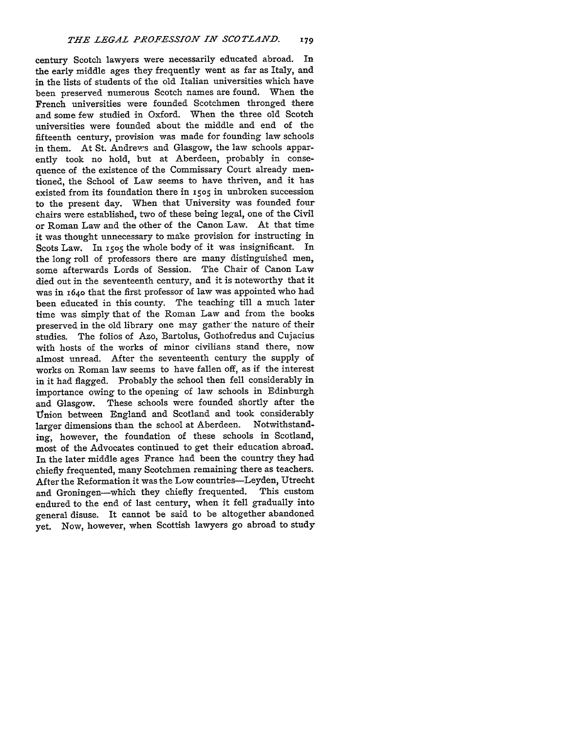century Scotch lawyers were necessarily educated abroad. In the early middle ages they frequently went as far as Italy, and in the lists of students of the old Italian universities which have been preserved numerous Scotch names are found. When the French universities were founded Scotchmen thronged there and some few studied in Oxford. When the three old Scotch universities were founded about the middle and end of the fifteenth century, provision was made for founding law schools in them. At St. Andrews and Glasgow, the law schools apparently took no hold, but at Aberdeen, probably in consequence of the existence of the Commissary Court already mentioned, the School of Law seems to have thriven, and it has existed from its foundation there in 1505 in unbroken succession to the present day. When that University was founded four chairs were established, two of these being legal, one of the Civil or Roman Law and the other of the Canon Law. At that time it was thought unnecessary to make provision for instructing in Scots Law. In 1505 the whole body of it was insignificant. In the long roll of professors there are many distinguished men, some afterwards Lords of Session. The Chair of Canon Law died out in the seventeenth century, and it is noteworthy that it was in 1640 that the first professor of law was appointed who had been educated in this county. The teaching till a much later time was simply that of the Roman Law and from the books preserved in the old library one may gather the nature of their studies. The folios of Azo, Bartolus, Gothofredus and Cujacius with hosts of the works of minor civilians stand there, now almost unread. After the seventeenth century the supply of works on Roman law seems to have fallen off, as if the interest in it had flagged. Probably the school then fell considerably in importance owing to the opening of law schools in Edinburgh and Glasgow. These schools were founded shortly after the Union between England and Scotland and took considerably larger dimensions than the school at Aberdeen. Notwithstanding, however, the foundation of these schools in Scotland, most of the Advocates continued to get their education abroad. In the later middle ages France had been the country they had chiefly frequented, many Scotchmen remaining there as teachers. After the Reformation it was the Low countries—Leyden, Utrecht and Groningen—which they chiefly frequented. This custom endured to the end of last century, when it fell gradually into general disuse. It cannot be said to be altogether abandoned yet. Now, however, when Scottish lawyers go abroad to study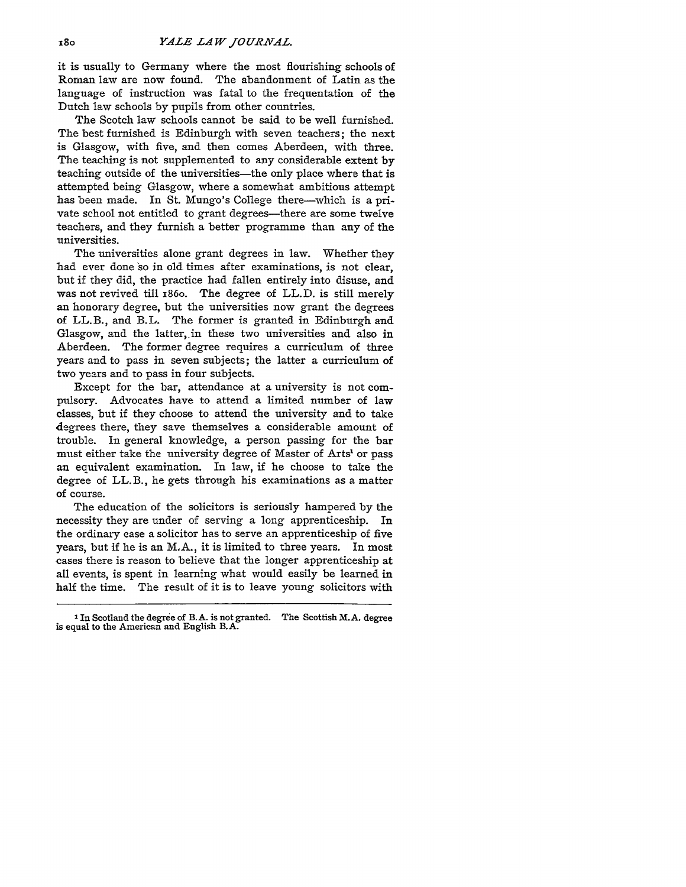it is usually to Germany where the most flourishing schools of Roman law are now found. The abandonment of Latin as the language of instruction was fatal to the frequentation of the Dutch law schools by pupils from other countries.

The Scotch law schools cannot be said to be well furnished. The best furnished is Edinburgh with seven teachers; the next is Glasgow, with five, and then comes Aberdeen, with three. The teaching is not supplemented to any considerable extent by teaching outside of the universities—the only place where that is attempted being Glasgow, where a somewhat ambitious attempt has been made. In St. Mungo's College there—which is a private school not entitled to grant degrees—there are some twelve teachers, and they furnish a better programme than any of the universities.

The universities alone grant degrees in law. Whether they had ever done so in old times after examinations, is not clear, but if they did, the practice had fallen entirely into disuse, and was not revived till 1860. The degree of LL.D. is still merely an honorary degree, but the universities now grant the degrees of LL.B., and B.L. The former is granted in Edinburgh and Glasgow, and the latter, in these two universities and also in Aberdeen. The former degree requires a curriculum of three years and to pass in seven subjects; the latter a curriculum of two years and to pass in four subjects.

Except for the bar, attendance at a university is not compulsory. Advocates have to attend a limited number of law classes, but if they choose to attend the university and to take degrees there, they save themselves a considerable amount of trouble. In general knowledge, a person passing for the bar must either take the university degree of Master of Arts[1] or pass an equivalent examination. In law, if he choose to take the degree of LL.B., he gets through his examinations as a matter of course.

The education of the solicitors is seriously hampered by the necessity they are under of serving a long apprenticeship. In the ordinary case a solicitor has to serve an apprenticeship of five years, but if he is an M.A., it is limited to three years. In most cases there is reason to believe that the longer apprenticeship at all events, is spent in learning what would easily be learned in half the time. The result of it is to leave young solicitors with

---

[1] In Scotland the degree of B.A. is not granted. The Scottish M.A. degree is equal to the American and English B.A.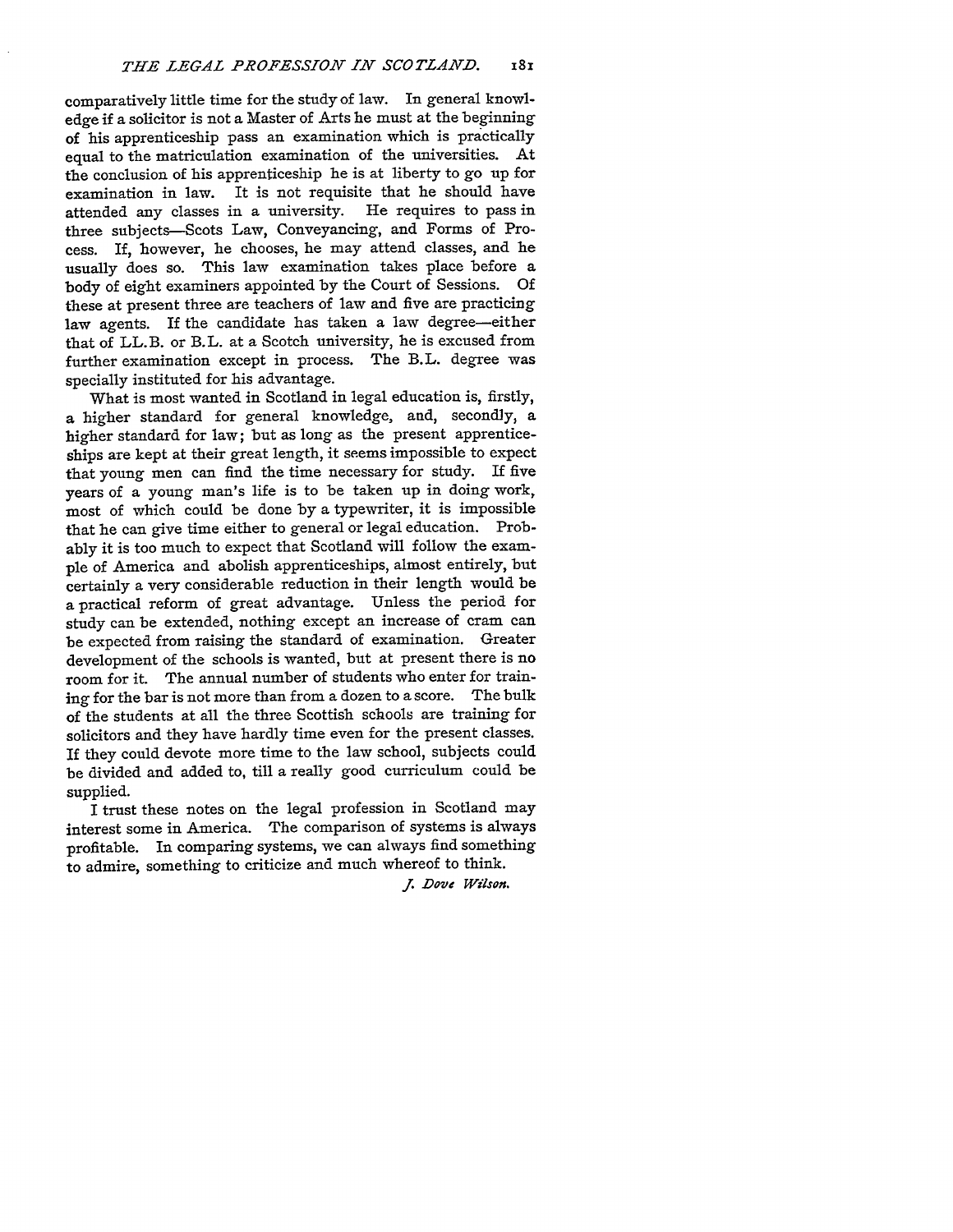comparatively little time for the study of law. In general knowledge if a solicitor is not a Master of Arts he must at the beginning of his apprenticeship pass an examination which is practically equal to the matriculation examination of the universities. At the conclusion of his apprenticeship he is at liberty to go up for examination in law. It is not requisite that he should have attended any classes in a university. He requires to pass in three subjects—Scots Law, Conveyancing, and Forms of Process. If, however, he chooses, he may attend classes, and he usually does so. This law examination takes place before a body of eight examiners appointed by the Court of Sessions. Of these at present three are teachers of law and five are practicing law agents. If the candidate has taken a law degree—either that of LL.B. or B.L. at a Scotch university, he is excused from further examination except in process. The B.L. degree was specially instituted for his advantage.

What is most wanted in Scotland in legal education is, firstly, a higher standard for general knowledge, and, secondly, a higher standard for law; but as long as the present apprenticeships are kept at their great length, it seems impossible to expect that young men can find the time necessary for study. If five years of a young man's life is to be taken up in doing work, most of which could be done by a typewriter, it is impossible that he can give time either to general or legal education. Probably it is too much to expect that Scotland will follow the example of America and abolish apprenticeships, almost entirely, but certainly a very considerable reduction in their length would be a practical reform of great advantage. Unless the period for study can be extended, nothing except an increase of cram can be expected from raising the standard of examination. Greater development of the schools is wanted, but at present there is no room for it. The annual number of students who enter for training for the bar is not more than from a dozen to a score. The bulk of the students at all the three Scottish schools are training for solicitors and they have hardly time even for the present classes. If they could devote more time to the law school, subjects could be divided and added to, till a really good curriculum could be supplied.

I trust these notes on the legal profession in Scotland may interest some in America. The comparison of systems is always profitable. In comparing systems, we can always find something to admire, something to criticize and much whereof to think.

*J. Dove Wilson.*